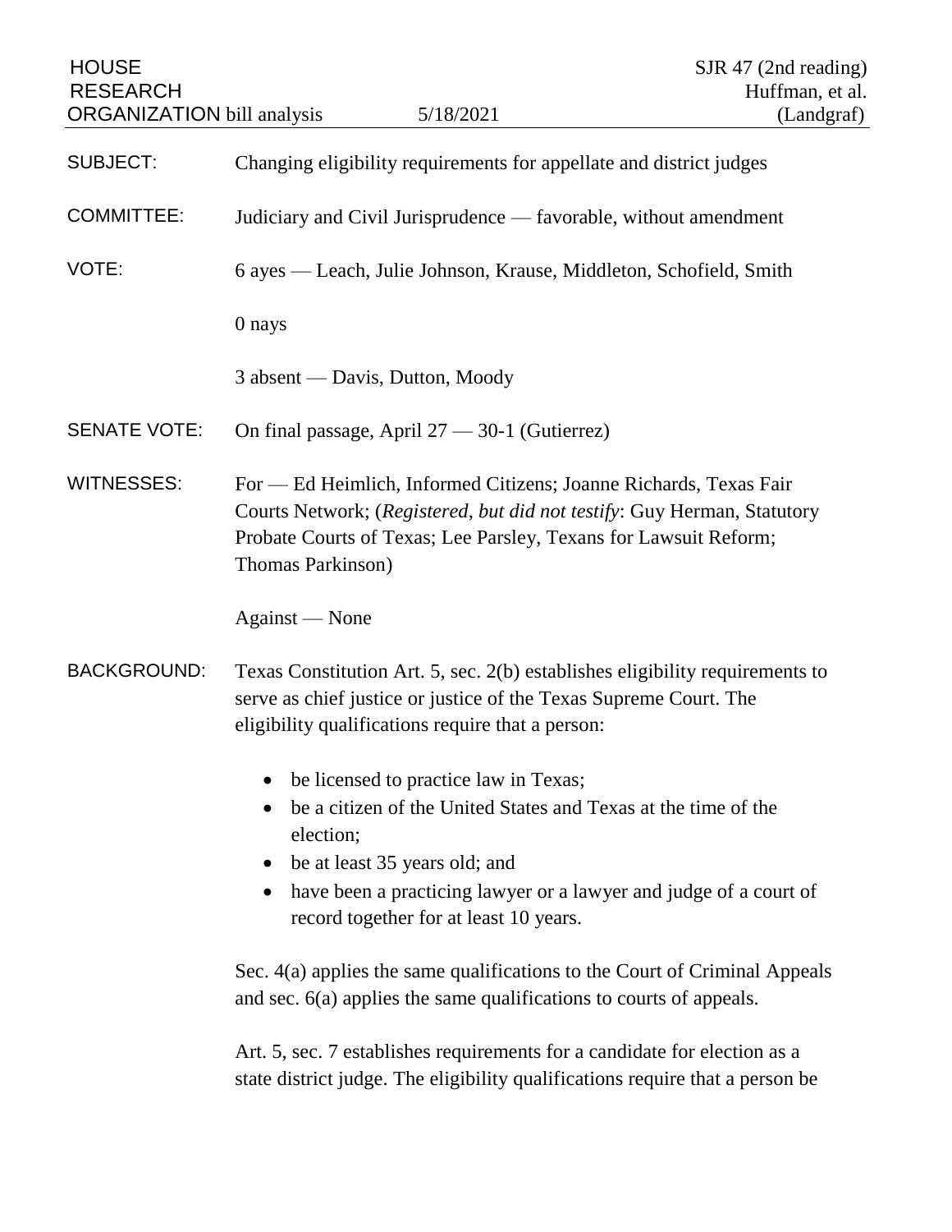HOUSE RESEARCH ORGANIZATION bill analysis — 5/18/2021

SJR 47 (2nd reading)
Huffman, et al.
(Landgraf)

SUBJECT: Changing eligibility requirements for appellate and district judges

COMMITTEE: Judiciary and Civil Jurisprudence — favorable, without amendment

VOTE: 6 ayes — Leach, Julie Johnson, Krause, Middleton, Schofield, Smith

0 nays

3 absent — Davis, Dutton, Moody

SENATE VOTE: On final passage, April 27 — 30-1 (Gutierrez)

WITNESSES: For — Ed Heimlich, Informed Citizens; Joanne Richards, Texas Fair Courts Network; (*Registered, but did not testify*: Guy Herman, Statutory Probate Courts of Texas; Lee Parsley, Texans for Lawsuit Reform; Thomas Parkinson)

Against — None

BACKGROUND: Texas Constitution Art. 5, sec. 2(b) establishes eligibility requirements to serve as chief justice or justice of the Texas Supreme Court. The eligibility qualifications require that a person:

- be licensed to practice law in Texas;
- be a citizen of the United States and Texas at the time of the election;
- be at least 35 years old; and
- have been a practicing lawyer or a lawyer and judge of a court of record together for at least 10 years.

Sec. 4(a) applies the same qualifications to the Court of Criminal Appeals and sec. 6(a) applies the same qualifications to courts of appeals.

Art. 5, sec. 7 establishes requirements for a candidate for election as a state district judge. The eligibility qualifications require that a person be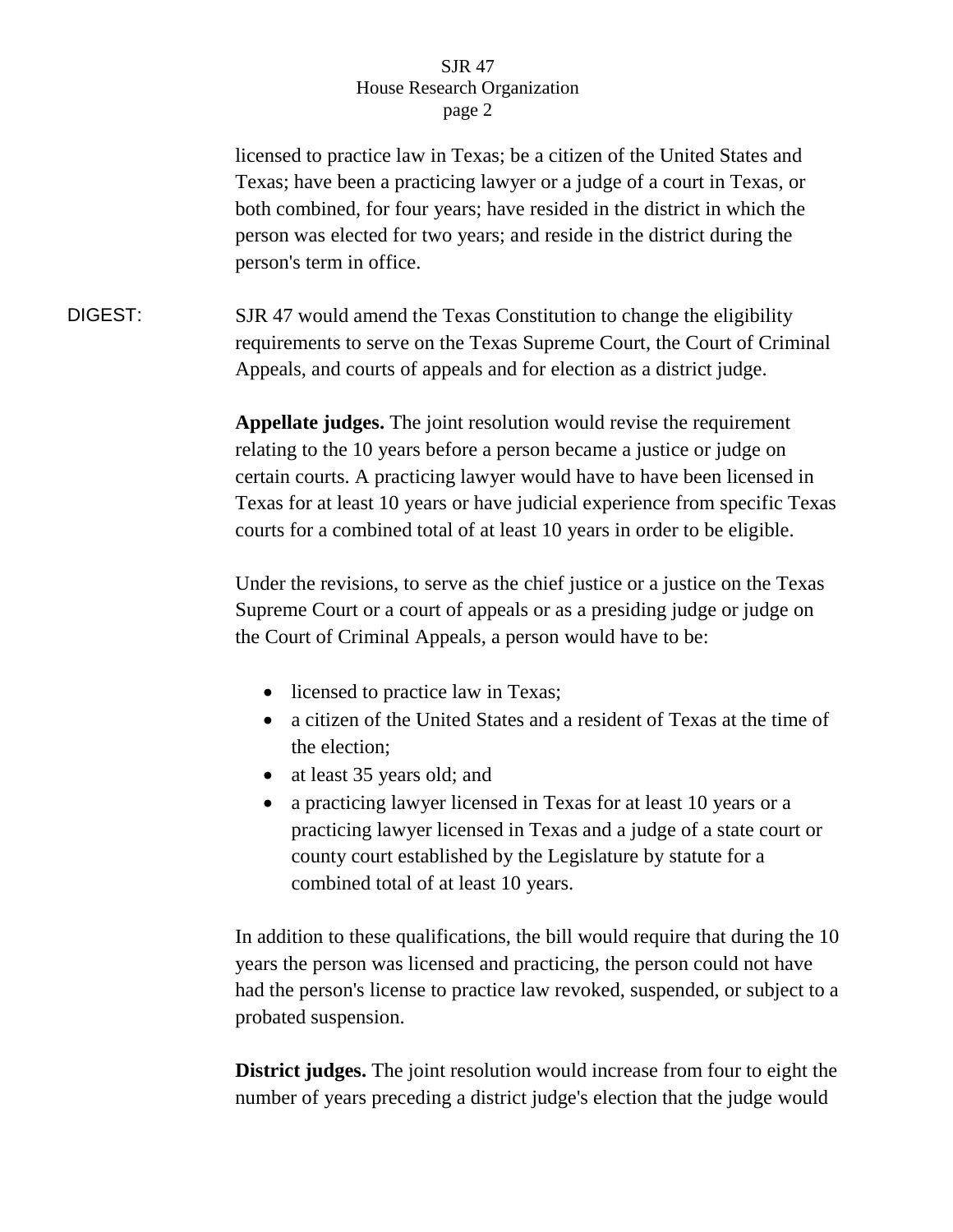licensed to practice law in Texas; be a citizen of the United States and Texas; have been a practicing lawyer or a judge of a court in Texas, or both combined, for four years; have resided in the district in which the person was elected for two years; and reside in the district during the person's term in office.

DIGEST: SJR 47 would amend the Texas Constitution to change the eligibility requirements to serve on the Texas Supreme Court, the Court of Criminal Appeals, and courts of appeals and for election as a district judge.

**Appellate judges.** The joint resolution would revise the requirement relating to the 10 years before a person became a justice or judge on certain courts. A practicing lawyer would have to have been licensed in Texas for at least 10 years or have judicial experience from specific Texas courts for a combined total of at least 10 years in order to be eligible.

Under the revisions, to serve as the chief justice or a justice on the Texas Supreme Court or a court of appeals or as a presiding judge or judge on the Court of Criminal Appeals, a person would have to be:

- licensed to practice law in Texas;
- a citizen of the United States and a resident of Texas at the time of the election;
- at least 35 years old; and
- a practicing lawyer licensed in Texas for at least 10 years or a practicing lawyer licensed in Texas and a judge of a state court or county court established by the Legislature by statute for a combined total of at least 10 years.

In addition to these qualifications, the bill would require that during the 10 years the person was licensed and practicing, the person could not have had the person's license to practice law revoked, suspended, or subject to a probated suspension.

**District judges.** The joint resolution would increase from four to eight the number of years preceding a district judge's election that the judge would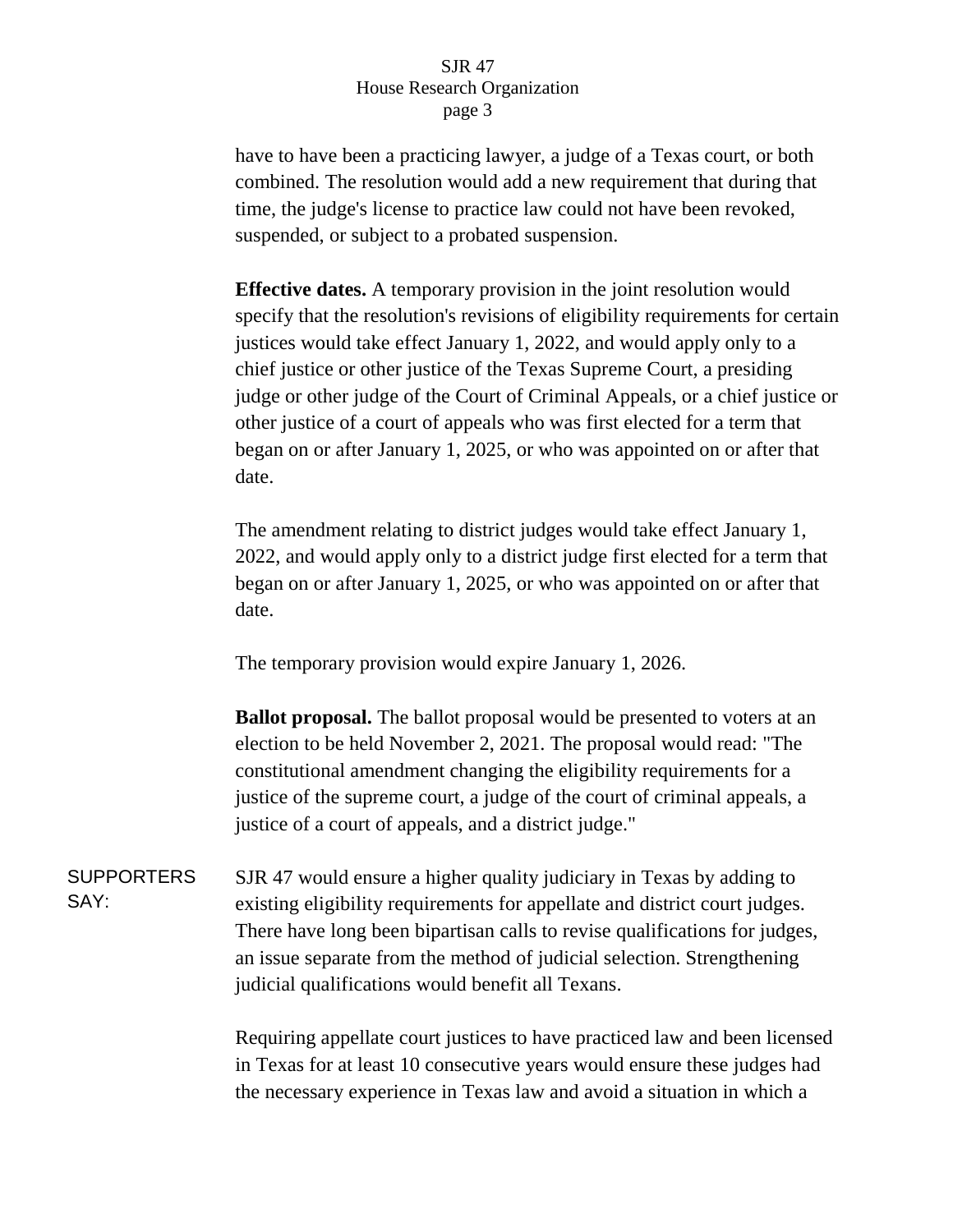have to have been a practicing lawyer, a judge of a Texas court, or both combined. The resolution would add a new requirement that during that time, the judge's license to practice law could not have been revoked, suspended, or subject to a probated suspension.

**Effective dates.** A temporary provision in the joint resolution would specify that the resolution's revisions of eligibility requirements for certain justices would take effect January 1, 2022, and would apply only to a chief justice or other justice of the Texas Supreme Court, a presiding judge or other judge of the Court of Criminal Appeals, or a chief justice or other justice of a court of appeals who was first elected for a term that began on or after January 1, 2025, or who was appointed on or after that date.

The amendment relating to district judges would take effect January 1, 2022, and would apply only to a district judge first elected for a term that began on or after January 1, 2025, or who was appointed on or after that date.

The temporary provision would expire January 1, 2026.

**Ballot proposal.** The ballot proposal would be presented to voters at an election to be held November 2, 2021. The proposal would read: "The constitutional amendment changing the eligibility requirements for a justice of the supreme court, a judge of the court of criminal appeals, a justice of a court of appeals, and a district judge."

SUPPORTERS SAY:

SJR 47 would ensure a higher quality judiciary in Texas by adding to existing eligibility requirements for appellate and district court judges. There have long been bipartisan calls to revise qualifications for judges, an issue separate from the method of judicial selection. Strengthening judicial qualifications would benefit all Texans.

Requiring appellate court justices to have practiced law and been licensed in Texas for at least 10 consecutive years would ensure these judges had the necessary experience in Texas law and avoid a situation in which a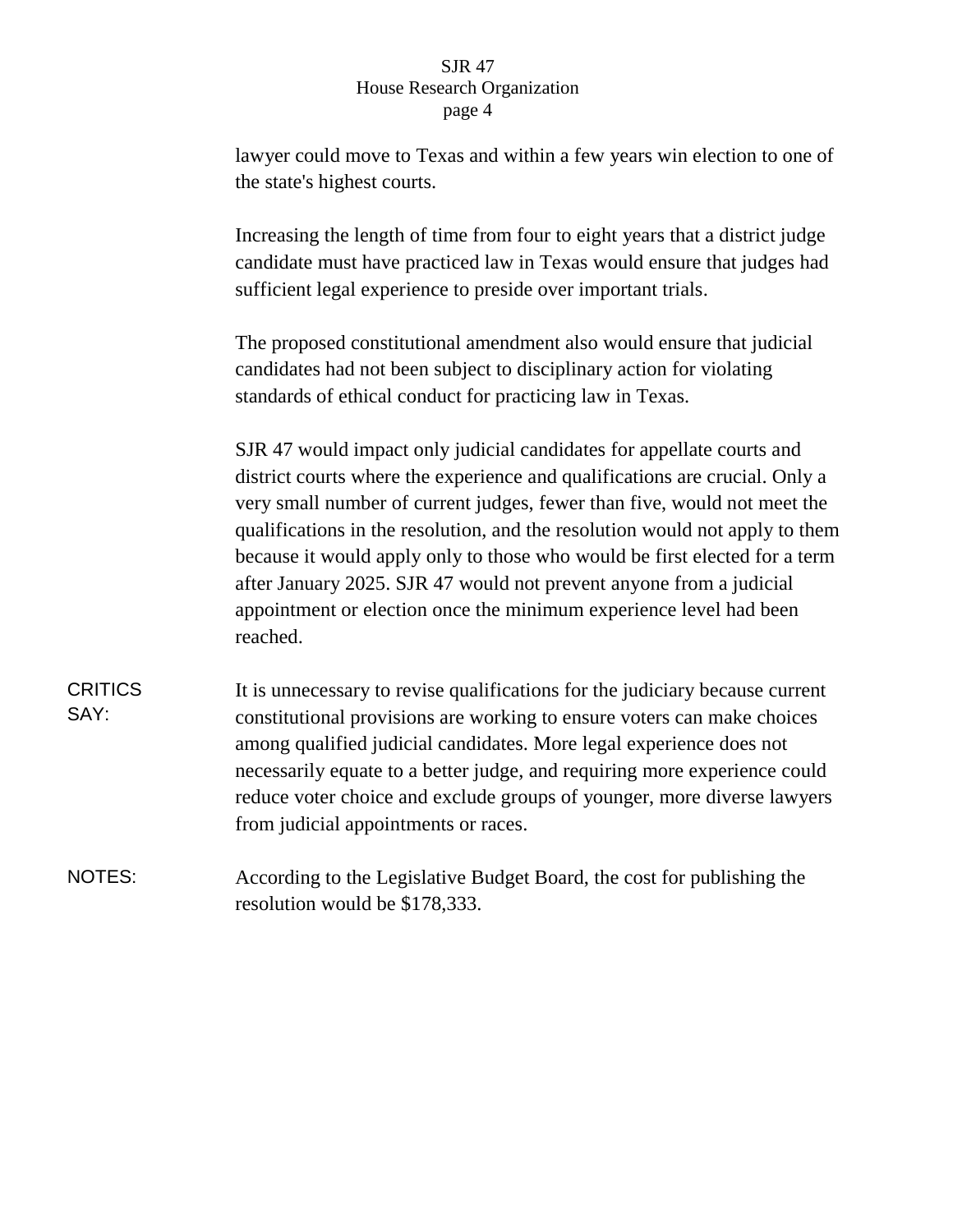lawyer could move to Texas and within a few years win election to one of the state's highest courts.

Increasing the length of time from four to eight years that a district judge candidate must have practiced law in Texas would ensure that judges had sufficient legal experience to preside over important trials.

The proposed constitutional amendment also would ensure that judicial candidates had not been subject to disciplinary action for violating standards of ethical conduct for practicing law in Texas.

SJR 47 would impact only judicial candidates for appellate courts and district courts where the experience and qualifications are crucial. Only a very small number of current judges, fewer than five, would not meet the qualifications in the resolution, and the resolution would not apply to them because it would apply only to those who would be first elected for a term after January 2025. SJR 47 would not prevent anyone from a judicial appointment or election once the minimum experience level had been reached.

**CRITICS SAY:** It is unnecessary to revise qualifications for the judiciary because current constitutional provisions are working to ensure voters can make choices among qualified judicial candidates. More legal experience does not necessarily equate to a better judge, and requiring more experience could reduce voter choice and exclude groups of younger, more diverse lawyers from judicial appointments or races.

**NOTES:** According to the Legislative Budget Board, the cost for publishing the resolution would be $178,333.